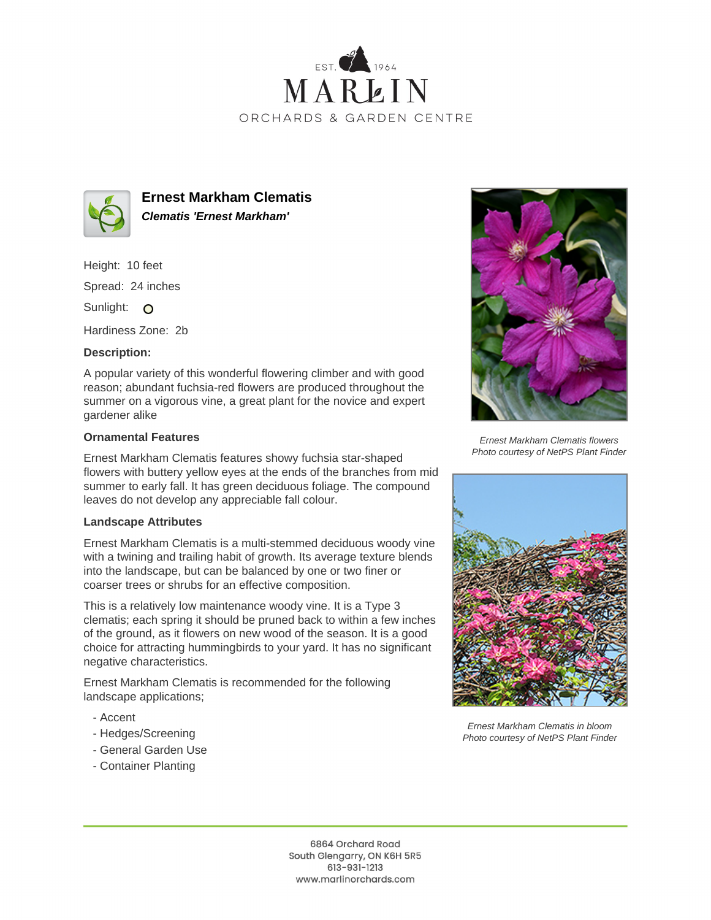# Ernest Markham Clematis

***Clematis 'Ernest Markham'***

Height: 10 feet

Spread: 24 inches

Sunlight: O

Hardiness Zone: 2b

**Description:**

A popular variety of this wonderful flowering climber and with good reason; abundant fuchsia-red flowers are produced throughout the summer on a vigorous vine, a great plant for the novice and expert gardener alike

### Ornamental Features

Ernest Markham Clematis features showy fuchsia star-shaped flowers with buttery yellow eyes at the ends of the branches from mid summer to early fall. It has green deciduous foliage. The compound leaves do not develop any appreciable fall colour.

### Landscape Attributes

Ernest Markham Clematis is a multi-stemmed deciduous woody vine with a twining and trailing habit of growth. Its average texture blends into the landscape, but can be balanced by one or two finer or coarser trees or shrubs for an effective composition.

This is a relatively low maintenance woody vine. It is a Type 3 clematis; each spring it should be pruned back to within a few inches of the ground, as it flowers on new wood of the season. It is a good choice for attracting hummingbirds to your yard. It has no significant negative characteristics.

Ernest Markham Clematis is recommended for the following landscape applications;

- Accent
- Hedges/Screening
- General Garden Use
- Container Planting

*Ernest Markham Clematis flowers*
*Photo courtesy of NetPS Plant Finder*

*Ernest Markham Clematis in bloom*
*Photo courtesy of NetPS Plant Finder*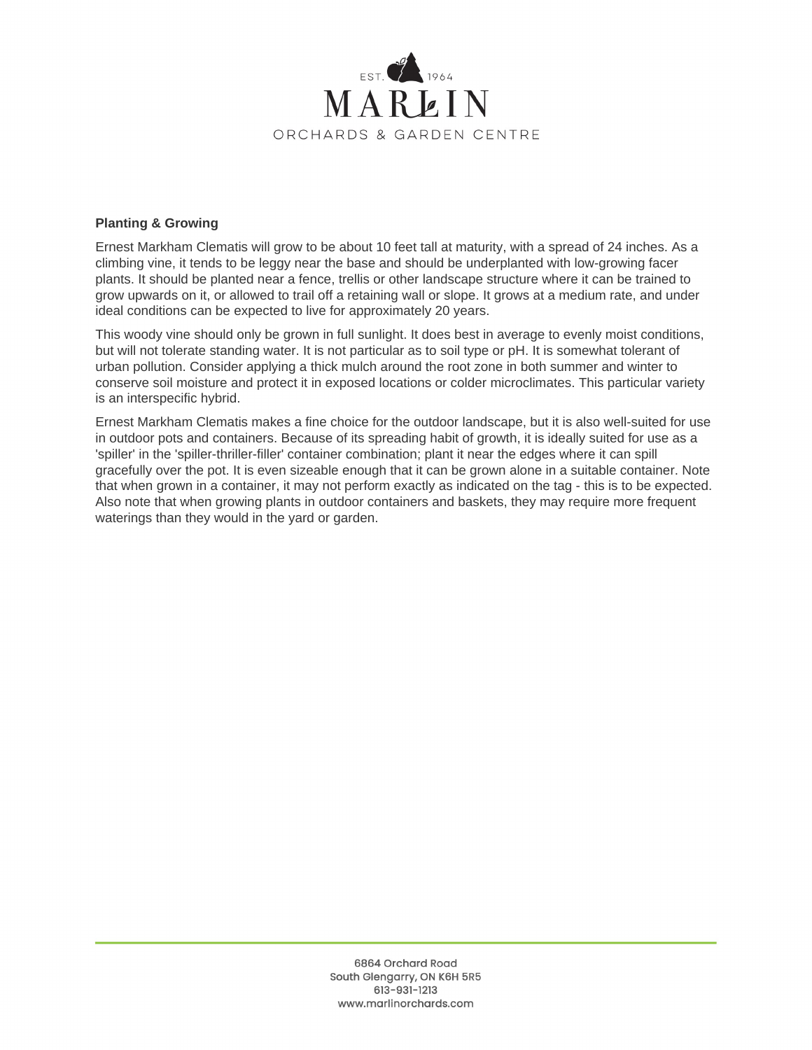**Planting & Growing**

Ernest Markham Clematis will grow to be about 10 feet tall at maturity, with a spread of 24 inches. As a climbing vine, it tends to be leggy near the base and should be underplanted with low-growing facer plants. It should be planted near a fence, trellis or other landscape structure where it can be trained to grow upwards on it, or allowed to trail off a retaining wall or slope. It grows at a medium rate, and under ideal conditions can be expected to live for approximately 20 years.

This woody vine should only be grown in full sunlight. It does best in average to evenly moist conditions, but will not tolerate standing water. It is not particular as to soil type or pH. It is somewhat tolerant of urban pollution. Consider applying a thick mulch around the root zone in both summer and winter to conserve soil moisture and protect it in exposed locations or colder microclimates. This particular variety is an interspecific hybrid.

Ernest Markham Clematis makes a fine choice for the outdoor landscape, but it is also well-suited for use in outdoor pots and containers. Because of its spreading habit of growth, it is ideally suited for use as a 'spiller' in the 'spiller-thriller-filler' container combination; plant it near the edges where it can spill gracefully over the pot. It is even sizeable enough that it can be grown alone in a suitable container. Note that when grown in a container, it may not perform exactly as indicated on the tag - this is to be expected. Also note that when growing plants in outdoor containers and baskets, they may require more frequent waterings than they would in the yard or garden.